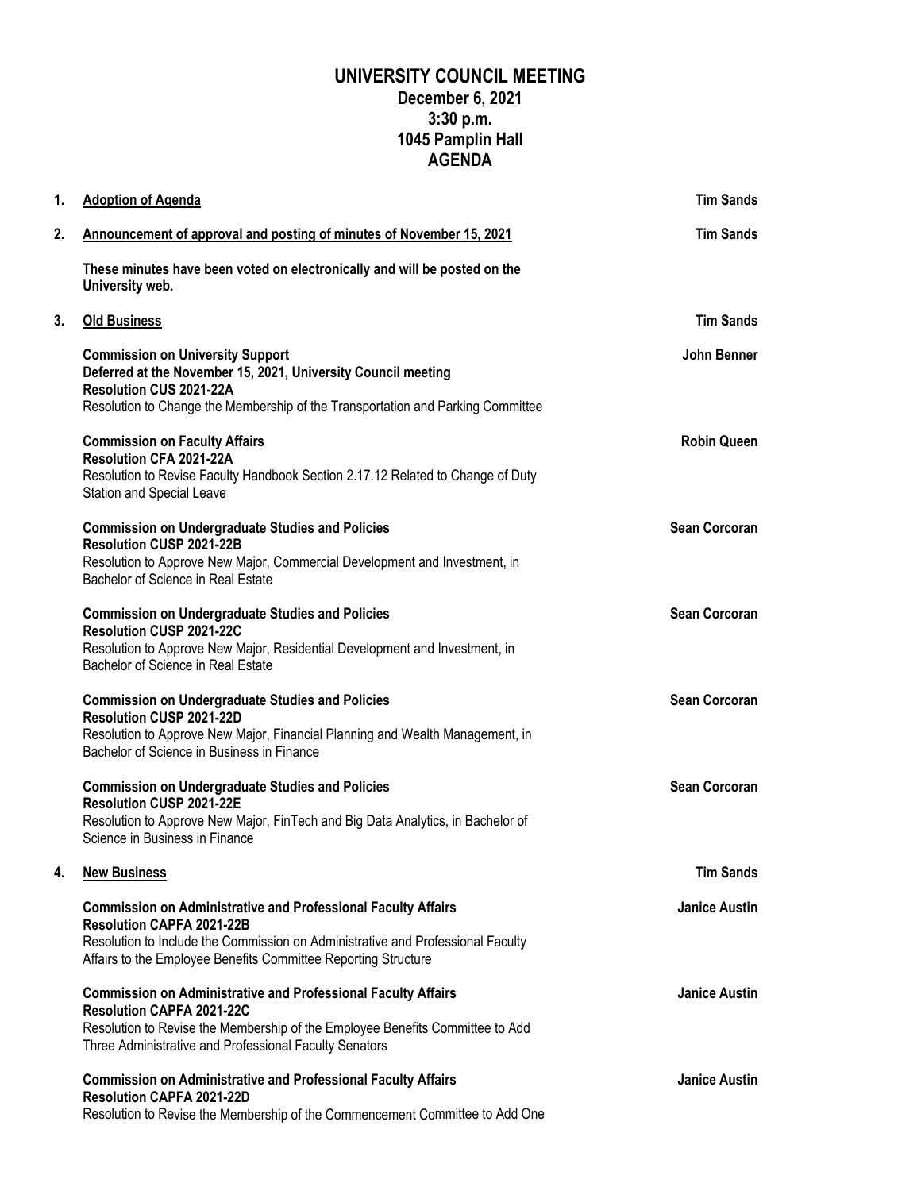# UNIVERSITY COUNCIL MEETING

## December 6, 2021
## 3:30 p.m.
## 1045 Pamplin Hall
## AGENDA

1. **Adoption of Agenda** — **Tim Sands**

2. **Announcement of approval and posting of minutes of November 15, 2021** — **Tim Sands**

   **These minutes have been voted on electronically and will be posted on the University web.**

3. **Old Business** — **Tim Sands**

   **Commission on University Support** — **John Benner**
   **Deferred at the November 15, 2021, University Council meeting**
   **Resolution CUS 2021-22A**
   Resolution to Change the Membership of the Transportation and Parking Committee

   **Commission on Faculty Affairs** — **Robin Queen**
   **Resolution CFA 2021-22A**
   Resolution to Revise Faculty Handbook Section 2.17.12 Related to Change of Duty Station and Special Leave

   **Commission on Undergraduate Studies and Policies** — **Sean Corcoran**
   **Resolution CUSP 2021-22B**
   Resolution to Approve New Major, Commercial Development and Investment, in Bachelor of Science in Real Estate

   **Commission on Undergraduate Studies and Policies** — **Sean Corcoran**
   **Resolution CUSP 2021-22C**
   Resolution to Approve New Major, Residential Development and Investment, in Bachelor of Science in Real Estate

   **Commission on Undergraduate Studies and Policies** — **Sean Corcoran**
   **Resolution CUSP 2021-22D**
   Resolution to Approve New Major, Financial Planning and Wealth Management, in Bachelor of Science in Business in Finance

   **Commission on Undergraduate Studies and Policies** — **Sean Corcoran**
   **Resolution CUSP 2021-22E**
   Resolution to Approve New Major, FinTech and Big Data Analytics, in Bachelor of Science in Business in Finance

4. **New Business** — **Tim Sands**

   **Commission on Administrative and Professional Faculty Affairs** — **Janice Austin**
   **Resolution CAPFA 2021-22B**
   Resolution to Include the Commission on Administrative and Professional Faculty Affairs to the Employee Benefits Committee Reporting Structure

   **Commission on Administrative and Professional Faculty Affairs** — **Janice Austin**
   **Resolution CAPFA 2021-22C**
   Resolution to Revise the Membership of the Employee Benefits Committee to Add Three Administrative and Professional Faculty Senators

   **Commission on Administrative and Professional Faculty Affairs** — **Janice Austin**
   **Resolution CAPFA 2021-22D**
   Resolution to Revise the Membership of the Commencement Committee to Add One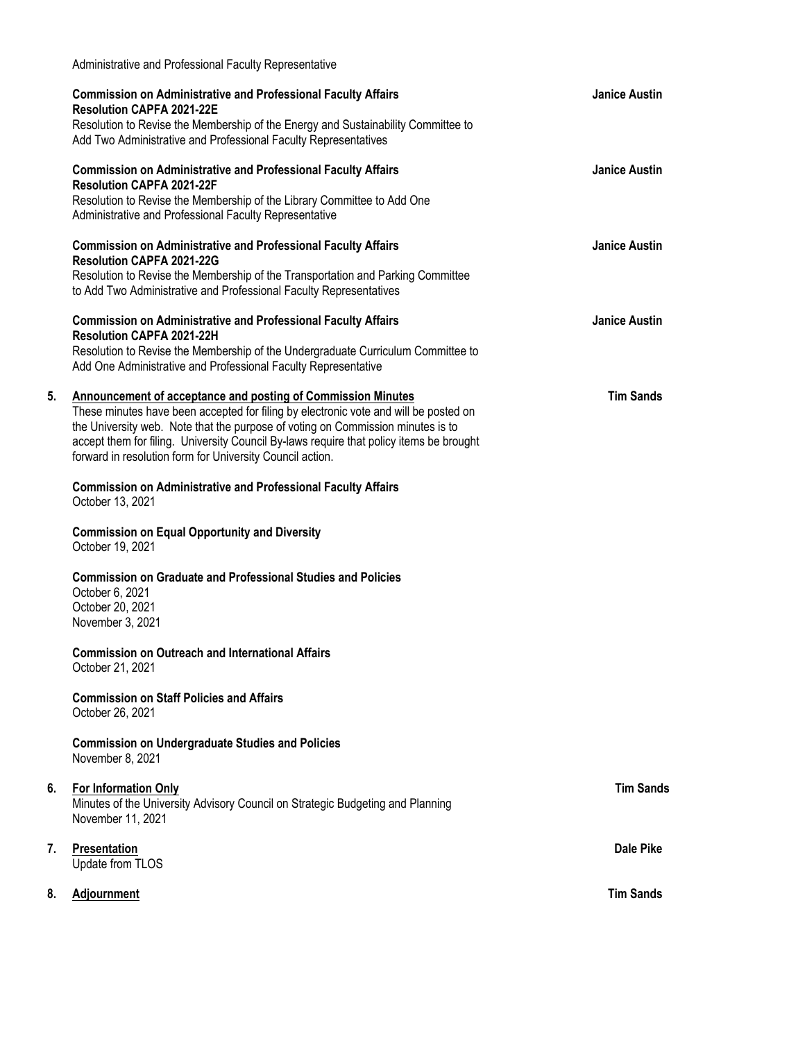Administrative and Professional Faculty Representative

**Commission on Administrative and Professional Faculty Affairs** **Janice Austin**
**Resolution CAPFA 2021-22E**
Resolution to Revise the Membership of the Energy and Sustainability Committee to Add Two Administrative and Professional Faculty Representatives

**Commission on Administrative and Professional Faculty Affairs** **Janice Austin**
**Resolution CAPFA 2021-22F**
Resolution to Revise the Membership of the Library Committee to Add One Administrative and Professional Faculty Representative

**Commission on Administrative and Professional Faculty Affairs** **Janice Austin**
**Resolution CAPFA 2021-22G**
Resolution to Revise the Membership of the Transportation and Parking Committee to Add Two Administrative and Professional Faculty Representatives

**Commission on Administrative and Professional Faculty Affairs** **Janice Austin**
**Resolution CAPFA 2021-22H**
Resolution to Revise the Membership of the Undergraduate Curriculum Committee to Add One Administrative and Professional Faculty Representative

5. **Announcement of acceptance and posting of Commission Minutes** **Tim Sands**
These minutes have been accepted for filing by electronic vote and will be posted on the University web. Note that the purpose of voting on Commission minutes is to accept them for filing. University Council By-laws require that policy items be brought forward in resolution form for University Council action.

**Commission on Administrative and Professional Faculty Affairs**
October 13, 2021

**Commission on Equal Opportunity and Diversity**
October 19, 2021

**Commission on Graduate and Professional Studies and Policies**
October 6, 2021
October 20, 2021
November 3, 2021

**Commission on Outreach and International Affairs**
October 21, 2021

**Commission on Staff Policies and Affairs**
October 26, 2021

**Commission on Undergraduate Studies and Policies**
November 8, 2021

6. **For Information Only** **Tim Sands**
Minutes of the University Advisory Council on Strategic Budgeting and Planning
November 11, 2021

7. **Presentation** **Dale Pike**
Update from TLOS

8. **Adjournment** **Tim Sands**